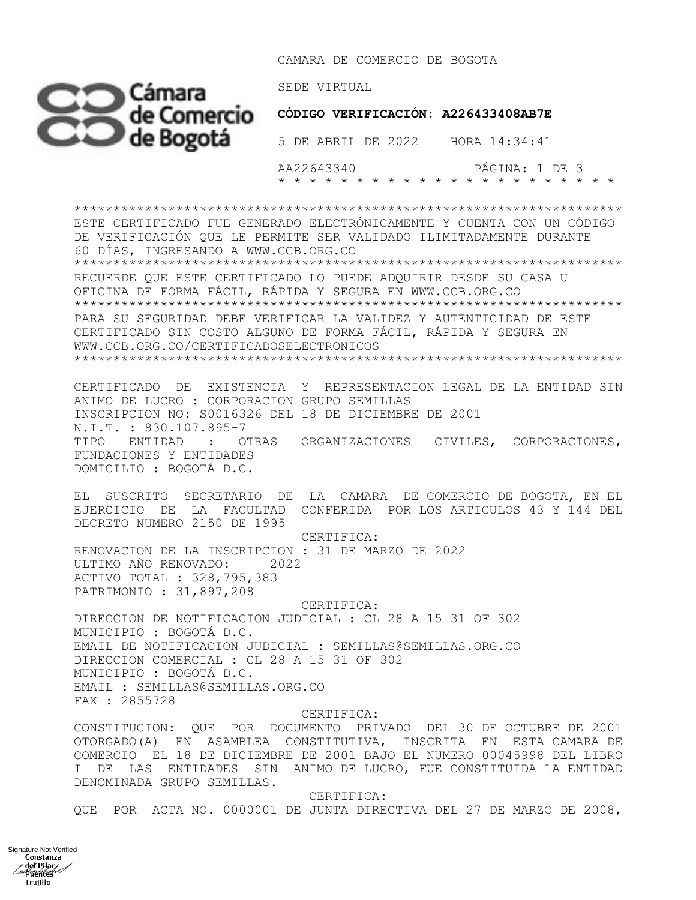CAMARA DE COMERCIO DE BOGOTA

SEDE VIRTUAL

**CÓDIGO VERIFICACIÓN: A226433408AB7E**

5 DE ABRIL DE 2022    HORA 14:34:41

AA22643340

---

ESTE CERTIFICADO FUE GENERADO ELECTRÓNICAMENTE Y CUENTA CON UN CÓDIGO DE VERIFICACIÓN QUE LE PERMITE SER VALIDADO ILIMITADAMENTE DURANTE 60 DÍAS, INGRESANDO A WWW.CCB.ORG.CO

---

RECUERDE QUE ESTE CERTIFICADO LO PUEDE ADQUIRIR DESDE SU CASA U OFICINA DE FORMA FÁCIL, RÁPIDA Y SEGURA EN WWW.CCB.ORG.CO

---

PARA SU SEGURIDAD DEBE VERIFICAR LA VALIDEZ Y AUTENTICIDAD DE ESTE CERTIFICADO SIN COSTO ALGUNO DE FORMA FÁCIL, RÁPIDA Y SEGURA EN WWW.CCB.ORG.CO/CERTIFICADOSELECTRONICOS

---

CERTIFICADO DE EXISTENCIA Y REPRESENTACION LEGAL DE LA ENTIDAD SIN ANIMO DE LUCRO : CORPORACION GRUPO SEMILLAS
INSCRIPCION NO: S0016326 DEL 18 DE DICIEMBRE DE 2001
N.I.T. : 830.107.895-7
TIPO ENTIDAD : OTRAS ORGANIZACIONES CIVILES, CORPORACIONES, FUNDACIONES Y ENTIDADES
DOMICILIO : BOGOTÁ D.C.

EL SUSCRITO SECRETARIO DE LA CAMARA DE COMERCIO DE BOGOTA, EN EL EJERCICIO DE LA FACULTAD CONFERIDA POR LOS ARTICULOS 43 Y 144 DEL DECRETO NUMERO 2150 DE 1995

CERTIFICA:

RENOVACION DE LA INSCRIPCION : 31 DE MARZO DE 2022
ULTIMO AÑO RENOVADO: 2022
ACTIVO TOTAL : 328,795,383
PATRIMONIO : 31,897,208

CERTIFICA:

DIRECCION DE NOTIFICACION JUDICIAL : CL 28 A 15 31 OF 302
MUNICIPIO : BOGOTÁ D.C.
EMAIL DE NOTIFICACION JUDICIAL : SEMILLAS@SEMILLAS.ORG.CO
DIRECCION COMERCIAL : CL 28 A 15 31 OF 302
MUNICIPIO : BOGOTÁ D.C.
EMAIL : SEMILLAS@SEMILLAS.ORG.CO
FAX : 2855728

CERTIFICA:

CONSTITUCION: QUE POR DOCUMENTO PRIVADO DEL 30 DE OCTUBRE DE 2001 OTORGADO(A) EN ASAMBLEA CONSTITUTIVA, INSCRITA EN ESTA CAMARA DE COMERCIO EL 18 DE DICIEMBRE DE 2001 BAJO EL NUMERO 00045998 DEL LIBRO I DE LAS ENTIDADES SIN ANIMO DE LUCRO, FUE CONSTITUIDA LA ENTIDAD DENOMINADA GRUPO SEMILLAS.

CERTIFICA:

QUE POR ACTA NO. 0000001 DE JUNTA DIRECTIVA DEL 27 DE MARZO DE 2008,

Signature Not Verified
Constanza del Pilar Puentes Trujillo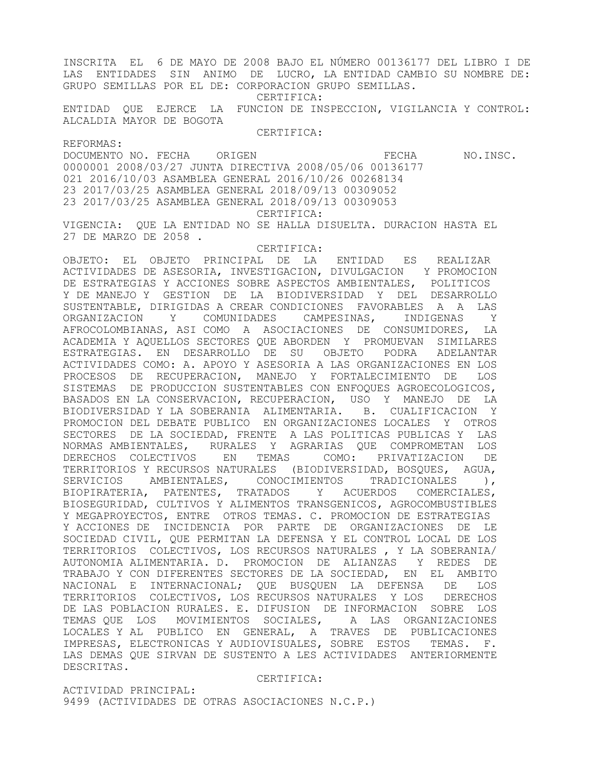INSCRITA EL 6 DE MAYO DE 2008 BAJO EL NÚMERO 00136177 DEL LIBRO I DE LAS ENTIDADES SIN ANIMO DE LUCRO, LA ENTIDAD CAMBIO SU NOMBRE DE: GRUPO SEMILLAS POR EL DE: CORPORACION GRUPO SEMILLAS.

CERTIFICA:

ENTIDAD QUE EJERCE LA FUNCION DE INSPECCION, VIGILANCIA Y CONTROL: ALCALDIA MAYOR DE BOGOTA

CERTIFICA:

REFORMAS:

| DOCUMENTO NO. | FECHA | ORIGEN | FECHA | NO.INSC. |
|---|---|---|---|---|
| 0000001 | 2008/03/27 | JUNTA DIRECTIVA | 2008/05/06 | 00136177 |
| 021 | 2016/10/03 | ASAMBLEA GENERAL | 2016/10/26 | 00268134 |
| 23 | 2017/03/25 | ASAMBLEA GENERAL | 2018/09/13 | 00309052 |
| 23 | 2017/03/25 | ASAMBLEA GENERAL | 2018/09/13 | 00309053 |

CERTIFICA:

VIGENCIA: QUE LA ENTIDAD NO SE HALLA DISUELTA. DURACION HASTA EL 27 DE MARZO DE 2058 .

CERTIFICA:

OBJETO: EL OBJETO PRINCIPAL DE LA ENTIDAD ES REALIZAR ACTIVIDADES DE ASESORIA, INVESTIGACION, DIVULGACION Y PROMOCION DE ESTRATEGIAS Y ACCIONES SOBRE ASPECTOS AMBIENTALES, POLITICOS Y DE MANEJO Y GESTION DE LA BIODIVERSIDAD Y DEL DESARROLLO SUSTENTABLE, DIRIGIDAS A CREAR CONDICIONES FAVORABLES A A LAS ORGANIZACION Y COMUNIDADES CAMPESINAS, INDIGENAS Y AFROCOLOMBIANAS, ASI COMO A ASOCIACIONES DE CONSUMIDORES, LA ACADEMIA Y AQUELLOS SECTORES QUE ABORDEN Y PROMUEVAN SIMILARES ESTRATEGIAS. EN DESARROLLO DE SU OBJETO PODRA ADELANTAR ACTIVIDADES COMO: A. APOYO Y ASESORIA A LAS ORGANIZACIONES EN LOS PROCESOS DE RECUPERACION, MANEJO Y FORTALECIMIENTO DE LOS SISTEMAS DE PRODUCCION SUSTENTABLES CON ENFOQUES AGROECOLOGICOS, BASADOS EN LA CONSERVACION, RECUPERACION, USO Y MANEJO DE LA BIODIVERSIDAD Y LA SOBERANIA ALIMENTARIA. B. CUALIFICACION Y PROMOCION DEL DEBATE PUBLICO EN ORGANIZACIONES LOCALES Y OTROS SECTORES DE LA SOCIEDAD, FRENTE A LAS POLITICAS PUBLICAS Y LAS NORMAS AMBIENTALES, RURALES Y AGRARIAS QUE COMPROMETAN LOS DERECHOS COLECTIVOS EN TEMAS COMO: PRIVATIZACION DE TERRITORIOS Y RECURSOS NATURALES (BIODIVERSIDAD, BOSQUES, AGUA, SERVICIOS AMBIENTALES, CONOCIMIENTOS TRADICIONALES ), BIOPIRATERIA, PATENTES, TRATADOS Y ACUERDOS COMERCIALES, BIOSEGURIDAD, CULTIVOS Y ALIMENTOS TRANSGENICOS, AGROCOMBUSTIBLES Y MEGAPROYECTOS, ENTRE OTROS TEMAS. C. PROMOCION DE ESTRATEGIAS Y ACCIONES DE INCIDENCIA POR PARTE DE ORGANIZACIONES DE LE SOCIEDAD CIVIL, QUE PERMITAN LA DEFENSA Y EL CONTROL LOCAL DE LOS TERRITORIOS COLECTIVOS, LOS RECURSOS NATURALES , Y LA SOBERANIA/ AUTONOMIA ALIMENTARIA. D. PROMOCION DE ALIANZAS Y REDES DE TRABAJO Y CON DIFERENTES SECTORES DE LA SOCIEDAD, EN EL AMBITO NACIONAL E INTERNACIONAL; QUE BUSQUEN LA DEFENSA DE LOS TERRITORIOS COLECTIVOS, LOS RECURSOS NATURALES Y LOS DERECHOS DE LAS POBLACION RURALES. E. DIFUSION DE INFORMACION SOBRE LOS TEMAS QUE LOS MOVIMIENTOS SOCIALES, A LAS ORGANIZACIONES LOCALES Y AL PUBLICO EN GENERAL, A TRAVES DE PUBLICACIONES IMPRESAS, ELECTRONICAS Y AUDIOVISUALES, SOBRE ESTOS TEMAS. F. LAS DEMAS QUE SIRVAN DE SUSTENTO A LES ACTIVIDADES ANTERIORMENTE DESCRITAS.

CERTIFICA:

ACTIVIDAD PRINCIPAL:
9499 (ACTIVIDADES DE OTRAS ASOCIACIONES N.C.P.)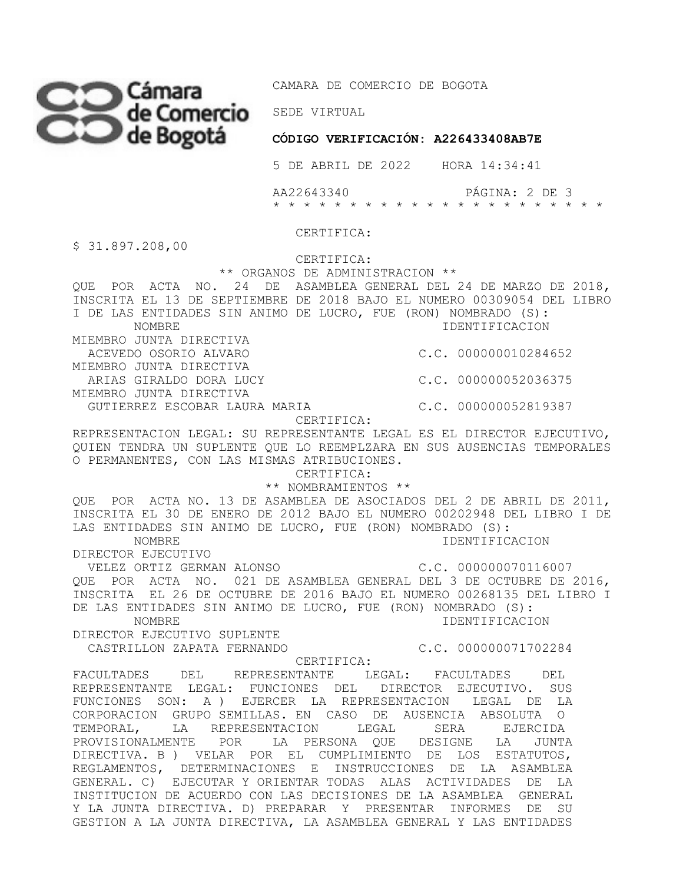CAMARA DE COMERCIO DE BOGOTA

SEDE VIRTUAL

**CÓDIGO VERIFICACIÓN: A226433408AB7E**

5 DE ABRIL DE 2022 HORA 14:34:41

AA22643340

CERTIFICA:

$ 31.897.208,00

CERTIFICA:

** ORGANOS DE ADMINISTRACION **

QUE POR ACTA NO. 24 DE ASAMBLEA GENERAL DEL 24 DE MARZO DE 2018, INSCRITA EL 13 DE SEPTIEMBRE DE 2018 BAJO EL NUMERO 00309054 DEL LIBRO I DE LAS ENTIDADES SIN ANIMO DE LUCRO, FUE (RON) NOMBRADO (S):

| NOMBRE | IDENTIFICACION |
|---|---|
| MIEMBRO JUNTA DIRECTIVA | |
| ACEVEDO OSORIO ALVARO | C.C. 000000010284652 |
| MIEMBRO JUNTA DIRECTIVA | |
| ARIAS GIRALDO DORA LUCY | C.C. 000000052036375 |
| MIEMBRO JUNTA DIRECTIVA | |
| GUTIERREZ ESCOBAR LAURA MARIA | C.C. 000000052819387 |

CERTIFICA:

REPRESENTACION LEGAL: SU REPRESENTANTE LEGAL ES EL DIRECTOR EJECUTIVO, QUIEN TENDRA UN SUPLENTE QUE LO REEMPLZARA EN SUS AUSENCIAS TEMPORALES O PERMANENTES, CON LAS MISMAS ATRIBUCIONES.

CERTIFICA:

** NOMBRAMIENTOS **

QUE POR ACTA NO. 13 DE ASAMBLEA DE ASOCIADOS DEL 2 DE ABRIL DE 2011, INSCRITA EL 30 DE ENERO DE 2012 BAJO EL NUMERO 00202948 DEL LIBRO I DE LAS ENTIDADES SIN ANIMO DE LUCRO, FUE (RON) NOMBRADO (S):

| NOMBRE | IDENTIFICACION |
|---|---|
| DIRECTOR EJECUTIVO | |
| VELEZ ORTIZ GERMAN ALONSO | C.C. 000000070116007 |

QUE POR ACTA NO. 021 DE ASAMBLEA GENERAL DEL 3 DE OCTUBRE DE 2016, INSCRITA EL 26 DE OCTUBRE DE 2016 BAJO EL NUMERO 00268135 DEL LIBRO I DE LAS ENTIDADES SIN ANIMO DE LUCRO, FUE (RON) NOMBRADO (S):

| NOMBRE | IDENTIFICACION |
|---|---|
| DIRECTOR EJECUTIVO SUPLENTE | |
| CASTRILLON ZAPATA FERNANDO | C.C. 000000071702284 |

CERTIFICA:

FACULTADES DEL REPRESENTANTE LEGAL: FACULTADES DEL REPRESENTANTE LEGAL: FUNCIONES DEL DIRECTOR EJECUTIVO. SUS FUNCIONES SON: A ) EJERCER LA REPRESENTACION LEGAL DE LA CORPORACION GRUPO SEMILLAS. EN CASO DE AUSENCIA ABSOLUTA O TEMPORAL, LA REPRESENTACION LEGAL SERA EJERCIDA PROVISIONALMENTE POR LA PERSONA QUE DESIGNE LA JUNTA DIRECTIVA. B ) VELAR POR EL CUMPLIMIENTO DE LOS ESTATUTOS, REGLAMENTOS, DETERMINACIONES E INSTRUCCIONES DE LA ASAMBLEA GENERAL. C) EJECUTAR Y ORIENTAR TODAS ALAS ACTIVIDADES DE LA INSTITUCION DE ACUERDO CON LAS DECISIONES DE LA ASAMBLEA GENERAL Y LA JUNTA DIRECTIVA. D) PREPARAR Y PRESENTAR INFORMES DE SU GESTION A LA JUNTA DIRECTIVA, LA ASAMBLEA GENERAL Y LAS ENTIDADES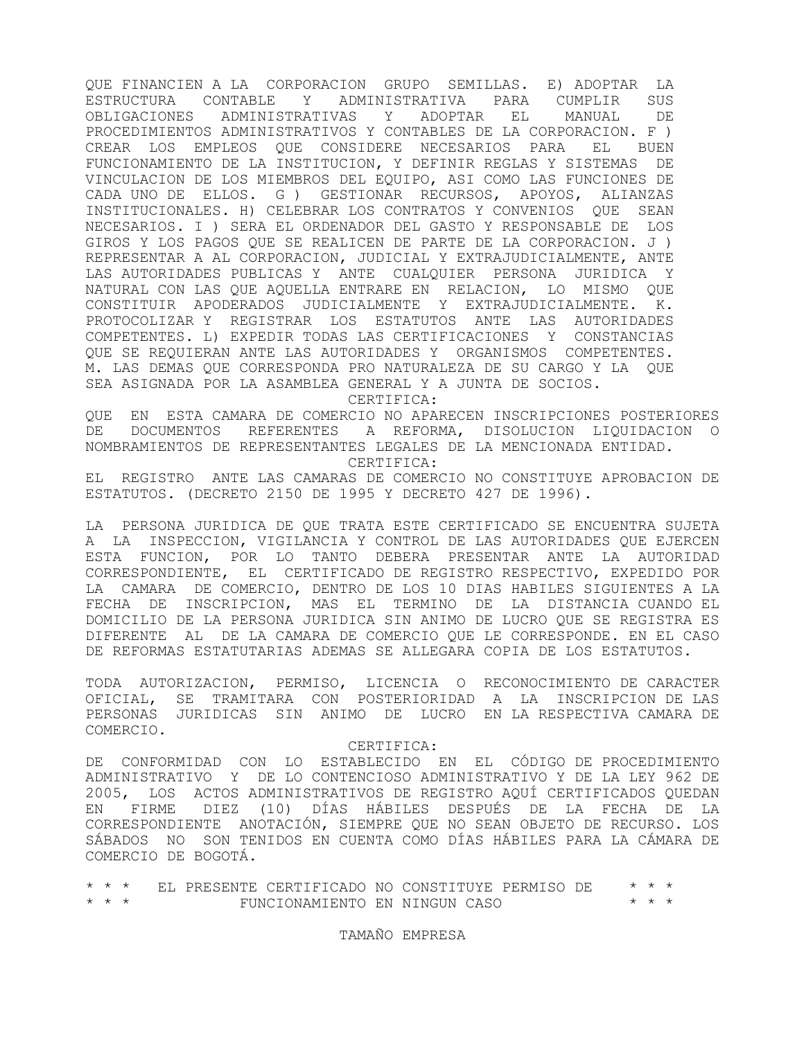QUE FINANCIEN A LA CORPORACION GRUPO SEMILLAS. E) ADOPTAR LA ESTRUCTURA CONTABLE Y ADMINISTRATIVA PARA CUMPLIR SUS OBLIGACIONES ADMINISTRATIVAS Y ADOPTAR EL MANUAL DE PROCEDIMIENTOS ADMINISTRATIVOS Y CONTABLES DE LA CORPORACION. F ) CREAR LOS EMPLEOS QUE CONSIDERE NECESARIOS PARA EL BUEN FUNCIONAMIENTO DE LA INSTITUCION, Y DEFINIR REGLAS Y SISTEMAS DE VINCULACION DE LOS MIEMBROS DEL EQUIPO, ASI COMO LAS FUNCIONES DE CADA UNO DE ELLOS. G ) GESTIONAR RECURSOS, APOYOS, ALIANZAS INSTITUCIONALES. H) CELEBRAR LOS CONTRATOS Y CONVENIOS QUE SEAN NECESARIOS. I ) SERA EL ORDENADOR DEL GASTO Y RESPONSABLE DE LOS GIROS Y LOS PAGOS QUE SE REALICEN DE PARTE DE LA CORPORACION. J ) REPRESENTAR A AL CORPORACION, JUDICIAL Y EXTRAJUDICIALMENTE, ANTE LAS AUTORIDADES PUBLICAS Y ANTE CUALQUIER PERSONA JURIDICA Y NATURAL CON LAS QUE AQUELLA ENTRARE EN RELACION, LO MISMO QUE CONSTITUIR APODERADOS JUDICIALMENTE Y EXTRAJUDICIALMENTE. K. PROTOCOLIZAR Y REGISTRAR LOS ESTATUTOS ANTE LAS AUTORIDADES COMPETENTES. L) EXPEDIR TODAS LAS CERTIFICACIONES Y CONSTANCIAS QUE SE REQUIERAN ANTE LAS AUTORIDADES Y ORGANISMOS COMPETENTES. M. LAS DEMAS QUE CORRESPONDA PRO NATURALEZA DE SU CARGO Y LA QUE SEA ASIGNADA POR LA ASAMBLEA GENERAL Y A JUNTA DE SOCIOS.

CERTIFICA:

QUE EN ESTA CAMARA DE COMERCIO NO APARECEN INSCRIPCIONES POSTERIORES DE DOCUMENTOS REFERENTES A REFORMA, DISOLUCION LIQUIDACION O NOMBRAMIENTOS DE REPRESENTANTES LEGALES DE LA MENCIONADA ENTIDAD.

CERTIFICA:

EL REGISTRO ANTE LAS CAMARAS DE COMERCIO NO CONSTITUYE APROBACION DE ESTATUTOS. (DECRETO 2150 DE 1995 Y DECRETO 427 DE 1996).

LA PERSONA JURIDICA DE QUE TRATA ESTE CERTIFICADO SE ENCUENTRA SUJETA A LA INSPECCION, VIGILANCIA Y CONTROL DE LAS AUTORIDADES QUE EJERCEN ESTA FUNCION, POR LO TANTO DEBERA PRESENTAR ANTE LA AUTORIDAD CORRESPONDIENTE, EL CERTIFICADO DE REGISTRO RESPECTIVO, EXPEDIDO POR LA CAMARA DE COMERCIO, DENTRO DE LOS 10 DIAS HABILES SIGUIENTES A LA FECHA DE INSCRIPCION, MAS EL TERMINO DE LA DISTANCIA CUANDO EL DOMICILIO DE LA PERSONA JURIDICA SIN ANIMO DE LUCRO QUE SE REGISTRA ES DIFERENTE AL DE LA CAMARA DE COMERCIO QUE LE CORRESPONDE. EN EL CASO DE REFORMAS ESTATUTARIAS ADEMAS SE ALLEGARA COPIA DE LOS ESTATUTOS.

TODA AUTORIZACION, PERMISO, LICENCIA O RECONOCIMIENTO DE CARACTER OFICIAL, SE TRAMITARA CON POSTERIORIDAD A LA INSCRIPCION DE LAS PERSONAS JURIDICAS SIN ANIMO DE LUCRO EN LA RESPECTIVA CAMARA DE COMERCIO.

CERTIFICA:

DE CONFORMIDAD CON LO ESTABLECIDO EN EL CÓDIGO DE PROCEDIMIENTO ADMINISTRATIVO Y DE LO CONTENCIOSO ADMINISTRATIVO Y DE LA LEY 962 DE 2005, LOS ACTOS ADMINISTRATIVOS DE REGISTRO AQUÍ CERTIFICADOS QUEDAN EN FIRME DIEZ (10) DÍAS HÁBILES DESPUÉS DE LA FECHA DE LA CORRESPONDIENTE ANOTACIÓN, SIEMPRE QUE NO SEAN OBJETO DE RECURSO. LOS SÁBADOS NO SON TENIDOS EN CUENTA COMO DÍAS HÁBILES PARA LA CÁMARA DE COMERCIO DE BOGOTÁ.

\* \* \* EL PRESENTE CERTIFICADO NO CONSTITUYE PERMISO DE \* \* \*
\* \* \* FUNCIONAMIENTO EN NINGUN CASO \* \* \*

TAMAÑO EMPRESA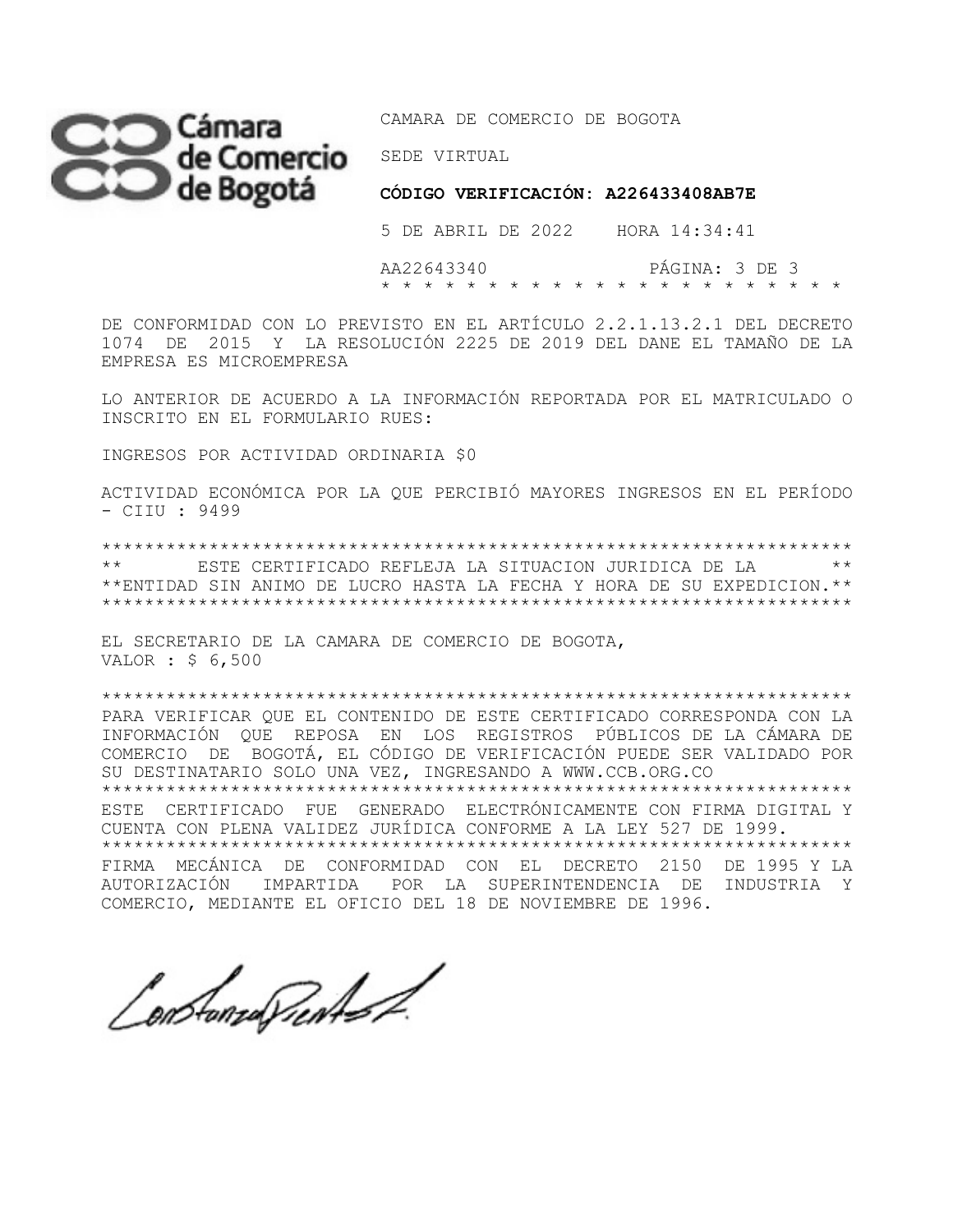DE CONFORMIDAD CON LO PREVISTO EN EL ARTÍCULO 2.2.1.13.2.1 DEL DECRETO 1074 DE 2015 Y LA RESOLUCIÓN 2225 DE 2019 DEL DANE EL TAMAÑO DE LA EMPRESA ES MICROEMPRESA

LO ANTERIOR DE ACUERDO A LA INFORMACIÓN REPORTADA POR EL MATRICULADO O INSCRITO EN EL FORMULARIO RUES:

INGRESOS POR ACTIVIDAD ORDINARIA $0

ACTIVIDAD ECONÓMICA POR LA QUE PERCIBIÓ MAYORES INGRESOS EN EL PERÍODO - CIIU : 9499

********************************************************************
** ESTE CERTIFICADO REFLEJA LA SITUACION JURIDICA DE LA **
**ENTIDAD SIN ANIMO DE LUCRO HASTA LA FECHA Y HORA DE SU EXPEDICION.**
********************************************************************

EL SECRETARIO DE LA CAMARA DE COMERCIO DE BOGOTA,
VALOR : $ 6,500

********************************************************************
PARA VERIFICAR QUE EL CONTENIDO DE ESTE CERTIFICADO CORRESPONDA CON LA INFORMACIÓN QUE REPOSA EN LOS REGISTROS PÚBLICOS DE LA CÁMARA DE COMERCIO DE BOGOTÁ, EL CÓDIGO DE VERIFICACIÓN PUEDE SER VALIDADO POR SU DESTINATARIO SOLO UNA VEZ, INGRESANDO A WWW.CCB.ORG.CO
********************************************************************
ESTE CERTIFICADO FUE GENERADO ELECTRÓNICAMENTE CON FIRMA DIGITAL Y CUENTA CON PLENA VALIDEZ JURÍDICA CONFORME A LA LEY 527 DE 1999.
********************************************************************
FIRMA MECÁNICA DE CONFORMIDAD CON EL DECRETO 2150 DE 1995 Y LA AUTORIZACIÓN IMPARTIDA POR LA SUPERINTENDENCIA DE INDUSTRIA Y COMERCIO, MEDIANTE EL OFICIO DEL 18 DE NOVIEMBRE DE 1996.